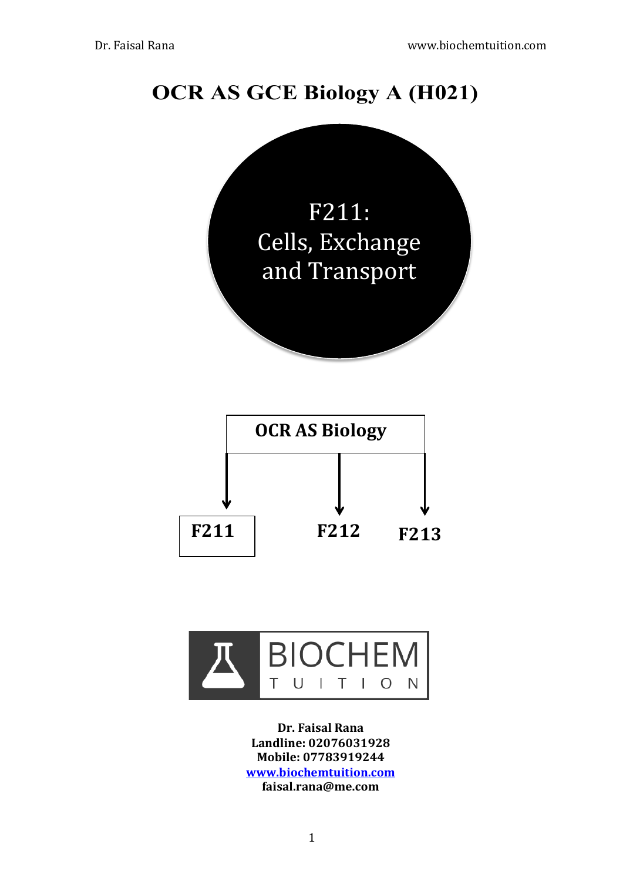# OCR AS GCE Biology A (H021)

## F211: Cells, Exchange and Transport

**OCR AS Biology**

- **F211**
- **F212**
- **F213**

BIOCHEM TUITION

**Dr. Faisal Rana**
**Landline: 02076031928**
**Mobile: 07783919244**
**www.biochemtuition.com**
**faisal.rana@me.com**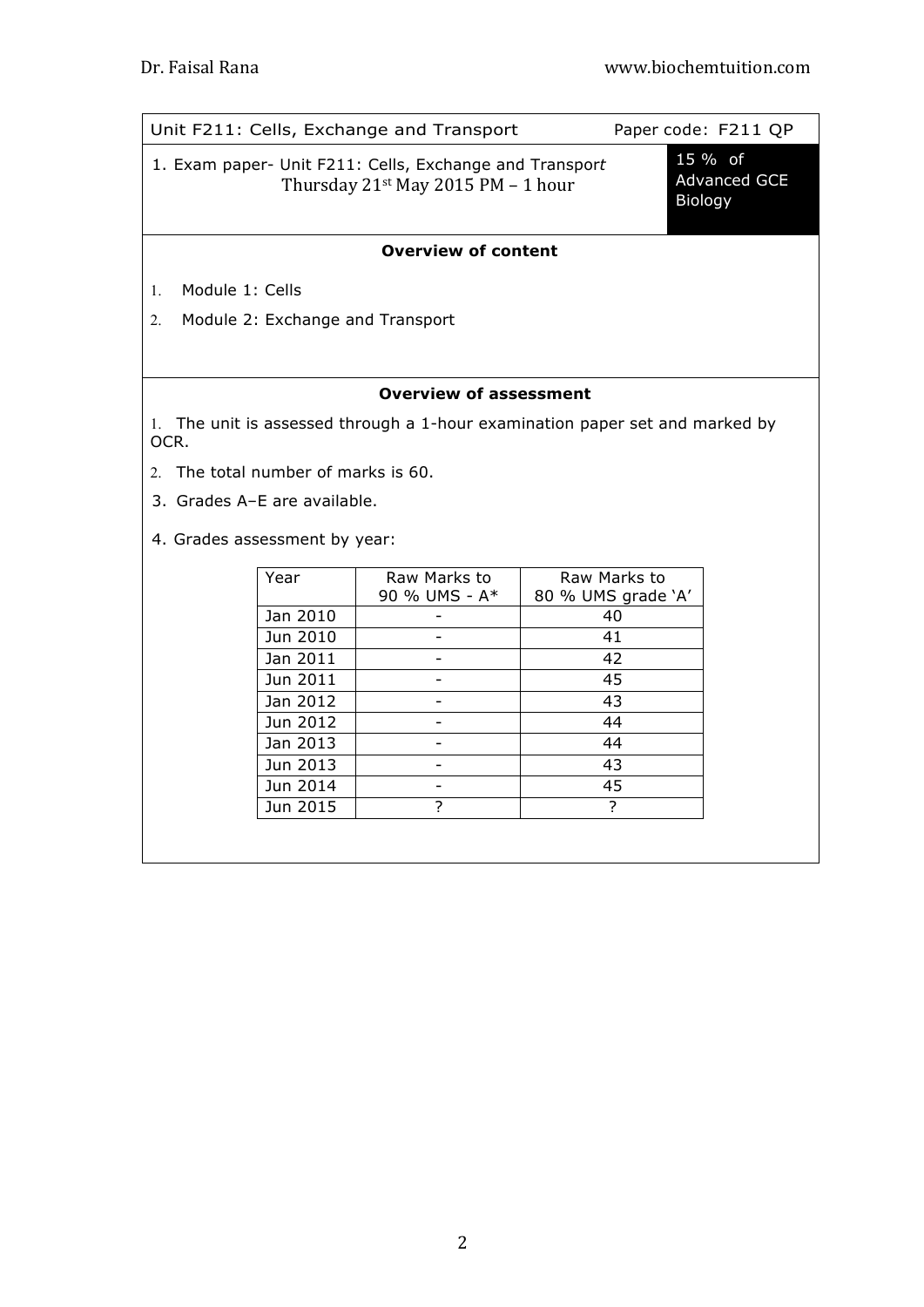Unit F211: Cells, Exchange and Transport — Paper code: F211 QP

1. Exam paper- Unit F211: Cells, Exchange and Transport
Thursday 21st May 2015 PM – 1 hour

15 % of Advanced GCE Biology

### Overview of content

1. Module 1: Cells
2. Module 2: Exchange and Transport

### Overview of assessment

1. The unit is assessed through a 1-hour examination paper set and marked by OCR.
2. The total number of marks is 60.
3. Grades A–E are available.
4. Grades assessment by year:

| Year | Raw Marks to 90 % UMS - A* | Raw Marks to 80 % UMS grade 'A' |
|---|---|---|
| Jan 2010 | - | 40 |
| Jun 2010 | - | 41 |
| Jan 2011 | - | 42 |
| Jun 2011 | - | 45 |
| Jan 2012 | - | 43 |
| Jun 2012 | - | 44 |
| Jan 2013 | - | 44 |
| Jun 2013 | - | 43 |
| Jun 2014 | - | 45 |
| Jun 2015 | ? | ? |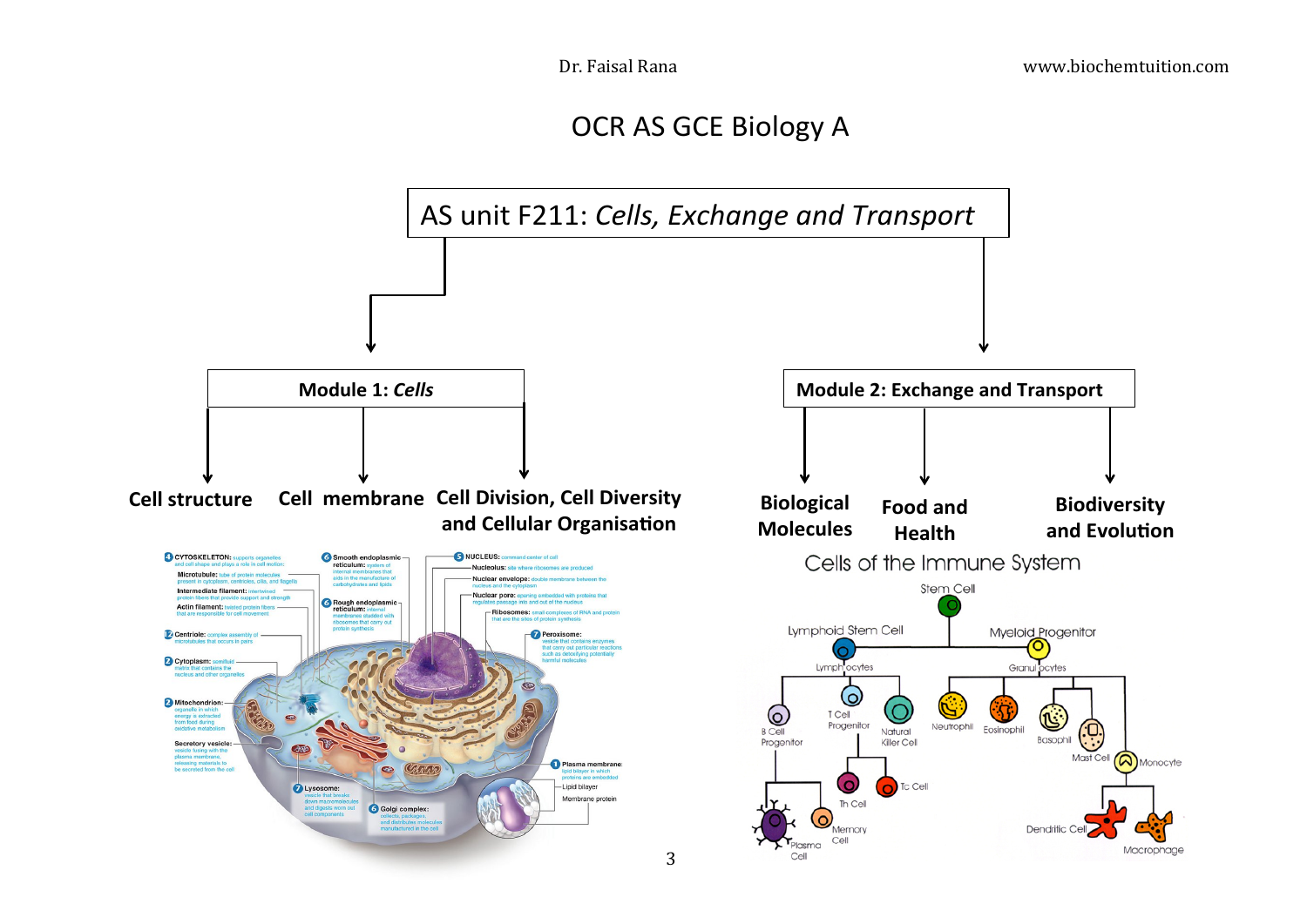# OCR AS GCE Biology A

## AS unit F211: *Cells, Exchange and Transport*

### Module 1: *Cells*

- **Cell structure**
- **Cell membrane**
- **Cell Division, Cell Diversity and Cellular Organisation**

### Module 2: Exchange and Transport

- **Biological Molecules**
- **Food and Health**
- **Biodiversity and Evolution**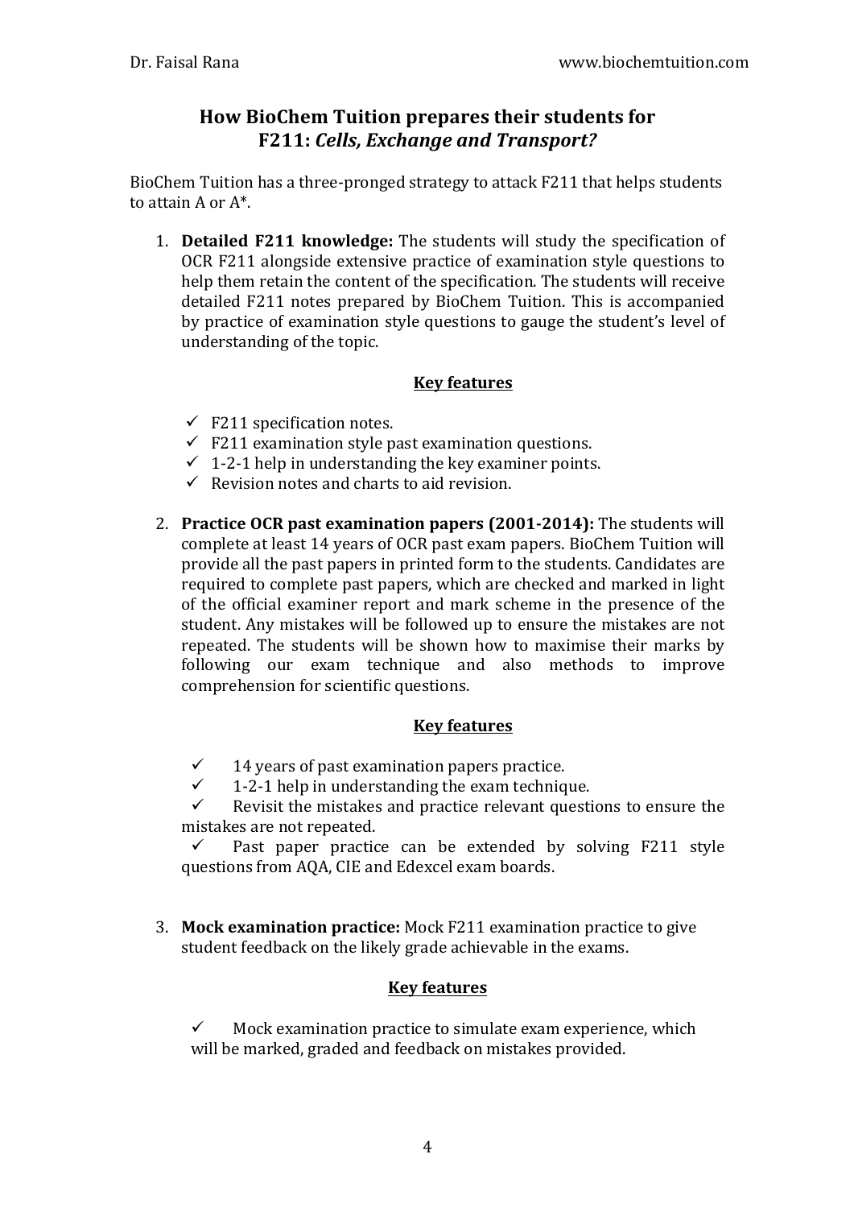## How BioChem Tuition prepares their students for F211: *Cells, Exchange and Transport?*

BioChem Tuition has a three-pronged strategy to attack F211 that helps students to attain A or A*.

1. **Detailed F211 knowledge:** The students will study the specification of OCR F211 alongside extensive practice of examination style questions to help them retain the content of the specification. The students will receive detailed F211 notes prepared by BioChem Tuition. This is accompanied by practice of examination style questions to gauge the student's level of understanding of the topic.

   **Key features**

   - ✓ F211 specification notes.
   - ✓ F211 examination style past examination questions.
   - ✓ 1-2-1 help in understanding the key examiner points.
   - ✓ Revision notes and charts to aid revision.

2. **Practice OCR past examination papers (2001-2014):** The students will complete at least 14 years of OCR past exam papers. BioChem Tuition will provide all the past papers in printed form to the students. Candidates are required to complete past papers, which are checked and marked in light of the official examiner report and mark scheme in the presence of the student. Any mistakes will be followed up to ensure the mistakes are not repeated. The students will be shown how to maximise their marks by following our exam technique and also methods to improve comprehension for scientific questions.

   **Key features**

   - ✓ 14 years of past examination papers practice.
   - ✓ 1-2-1 help in understanding the exam technique.
   - ✓ Revisit the mistakes and practice relevant questions to ensure the mistakes are not repeated.
   - ✓ Past paper practice can be extended by solving F211 style questions from AQA, CIE and Edexcel exam boards.

3. **Mock examination practice:** Mock F211 examination practice to give student feedback on the likely grade achievable in the exams.

   **Key features**

   - ✓ Mock examination practice to simulate exam experience, which will be marked, graded and feedback on mistakes provided.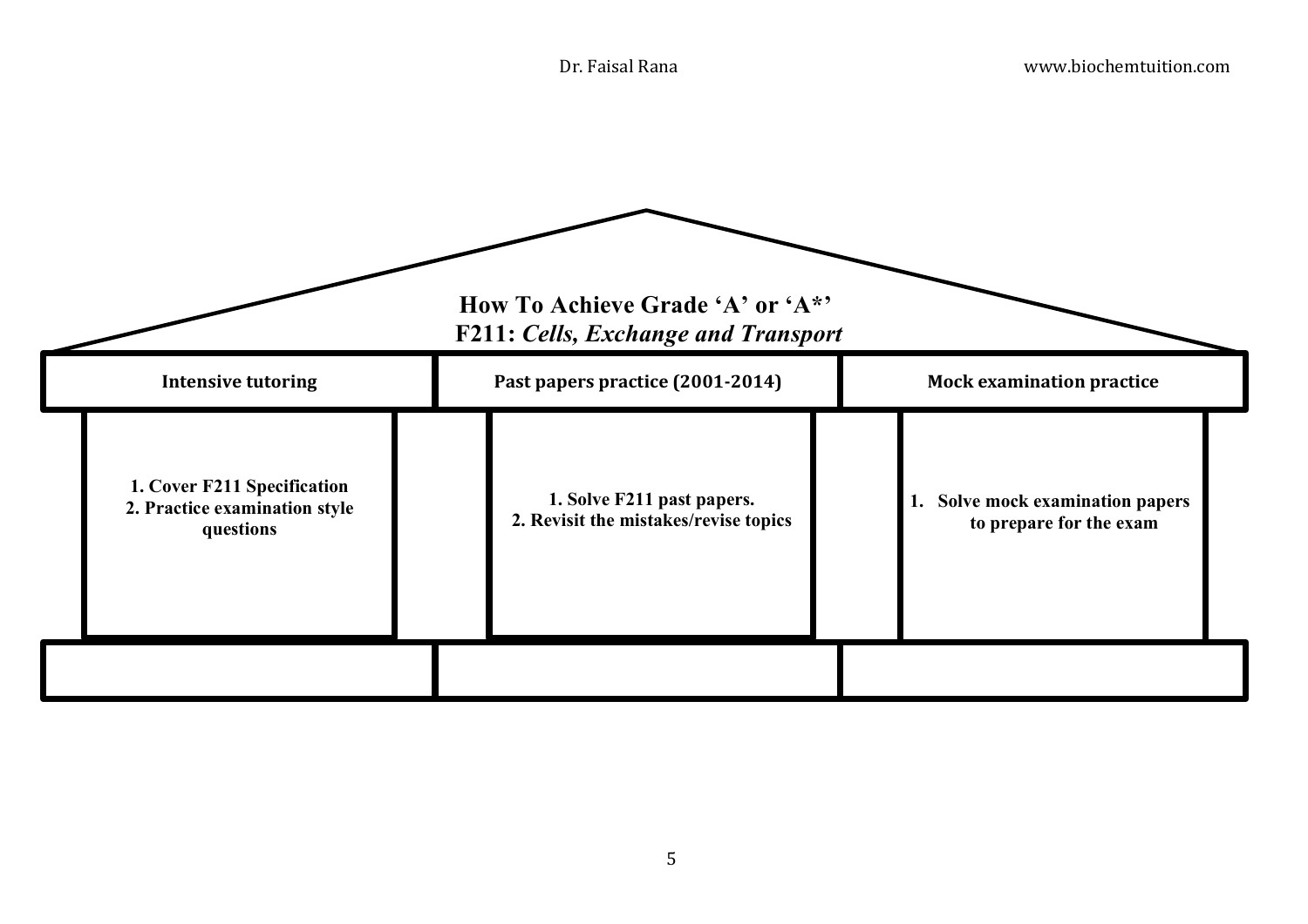# How To Achieve Grade 'A' or 'A*'

## F211: *Cells, Exchange and Transport*

| Intensive tutoring | Past papers practice (2001-2014) | Mock examination practice |
| --- | --- | --- |
| 1. Cover F211 Specification<br>2. Practice examination style questions | 1. Solve F211 past papers.<br>2. Revisit the mistakes/revise topics | 1. Solve mock examination papers to prepare for the exam |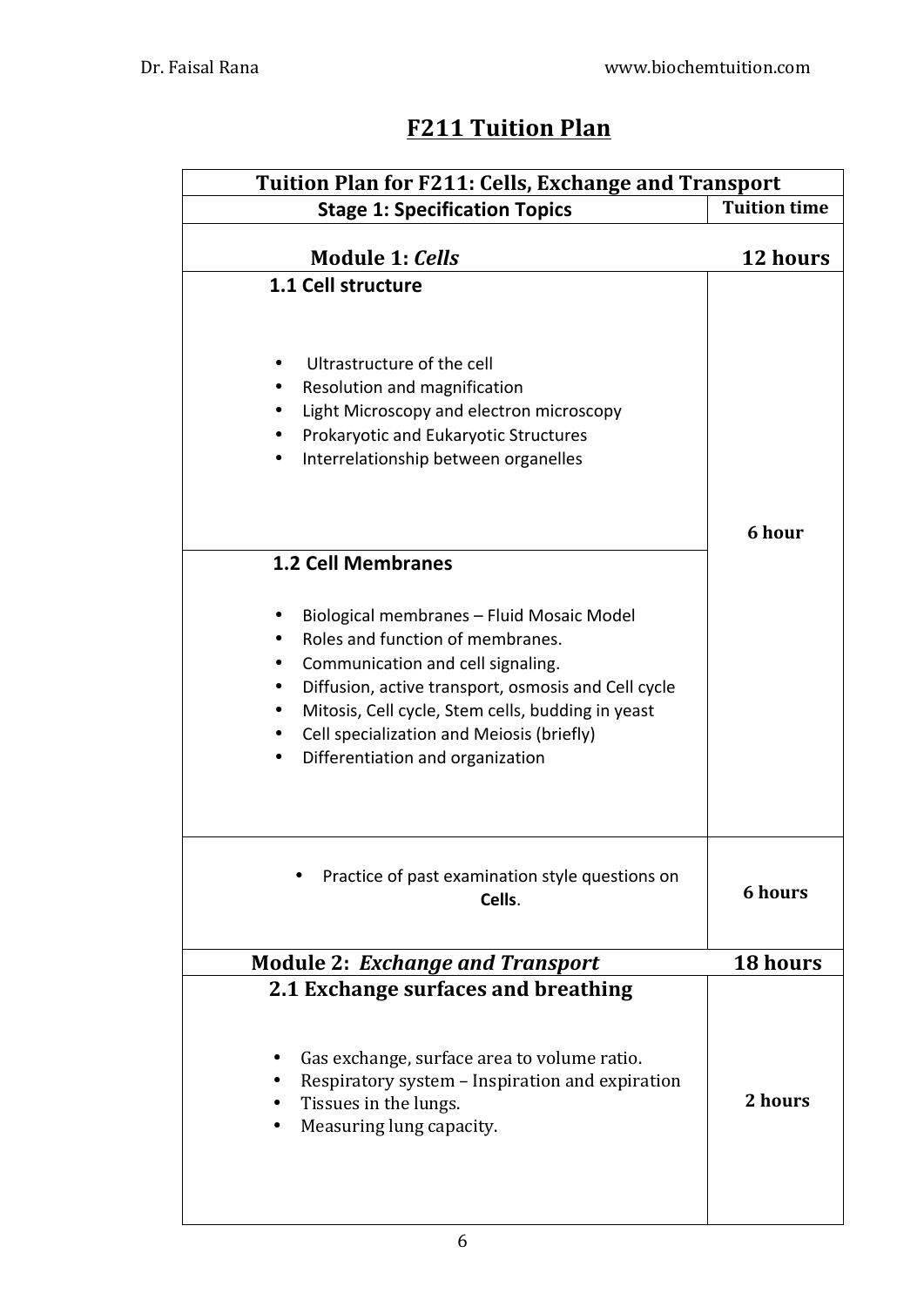# F211 Tuition Plan

| Tuition Plan for F211: Cells, Exchange and Transport | |
|---|---|
| **Stage 1: Specification Topics** | **Tuition time** |
| **Module 1: *Cells*** | **12 hours** |
| **1.1 Cell structure**<br><br>• Ultrastructure of the cell<br>• Resolution and magnification<br>• Light Microscopy and electron microscopy<br>• Prokaryotic and Eukaryotic Structures<br>• Interrelationship between organelles<br><br>**1.2 Cell Membranes**<br><br>• Biological membranes – Fluid Mosaic Model<br>• Roles and function of membranes.<br>• Communication and cell signaling.<br>• Diffusion, active transport, osmosis and Cell cycle<br>• Mitosis, Cell cycle, Stem cells, budding in yeast<br>• Cell specialization and Meiosis (briefly)<br>• Differentiation and organization | **6 hour** |
| • Practice of past examination style questions on **Cells**. | **6 hours** |
| **Module 2: *Exchange and Transport*** | **18 hours** |
| **2.1 Exchange surfaces and breathing**<br><br>• Gas exchange, surface area to volume ratio.<br>• Respiratory system – Inspiration and expiration<br>• Tissues in the lungs.<br>• Measuring lung capacity. | **2 hours** |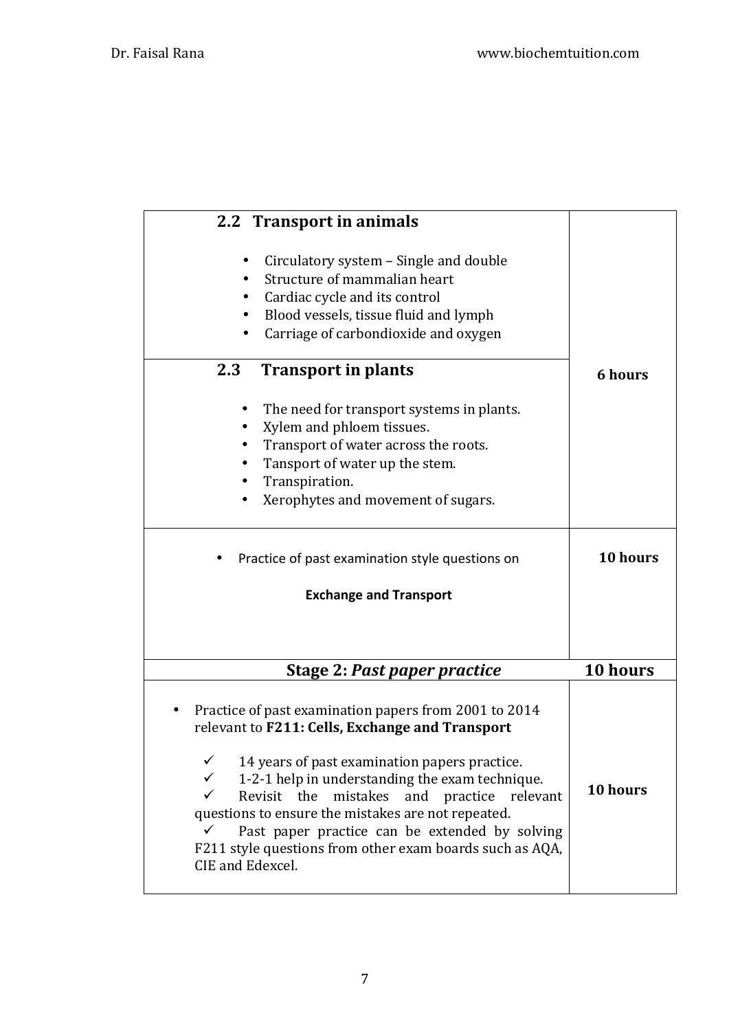| | |
|---|---|
| **2.2 Transport in animals**<br><br>• Circulatory system – Single and double<br>• Structure of mammalian heart<br>• Cardiac cycle and its control<br>• Blood vessels, tissue fluid and lymph<br>• Carriage of carbondioxide and oxygen | **6 hours** |
| **2.3 Transport in plants**<br><br>• The need for transport systems in plants.<br>• Xylem and phloem tissues.<br>• Transport of water across the roots.<br>• Tansport of water up the stem.<br>• Transpiration.<br>• Xerophytes and movement of sugars. | |
| • Practice of past examination style questions on<br><br>**Exchange and Transport** | **10 hours** |
| **Stage 2: *Past paper practice*** | **10 hours** |
| • Practice of past examination papers from 2001 to 2014 relevant to **F211: Cells, Exchange and Transport**<br><br>✓ 14 years of past examination papers practice.<br>✓ 1-2-1 help in understanding the exam technique.<br>✓ Revisit the mistakes and practice relevant questions to ensure the mistakes are not repeated.<br>✓ Past paper practice can be extended by solving F211 style questions from other exam boards such as AQA, CIE and Edexcel. | **10 hours** |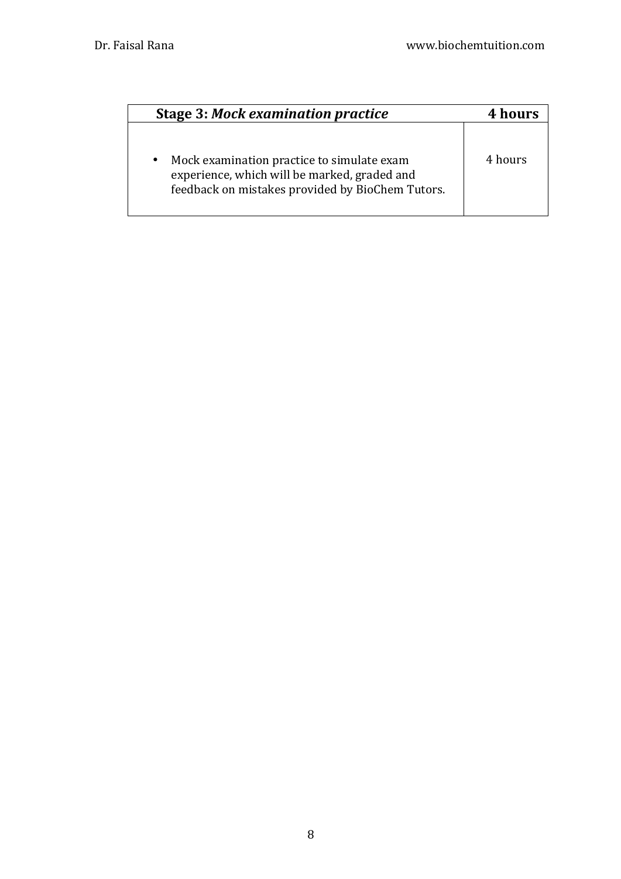| **Stage 3:** ***Mock examination practice*** | **4 hours** |
| --- | --- |
| • Mock examination practice to simulate exam experience, which will be marked, graded and feedback on mistakes provided by BioChem Tutors. | 4 hours |